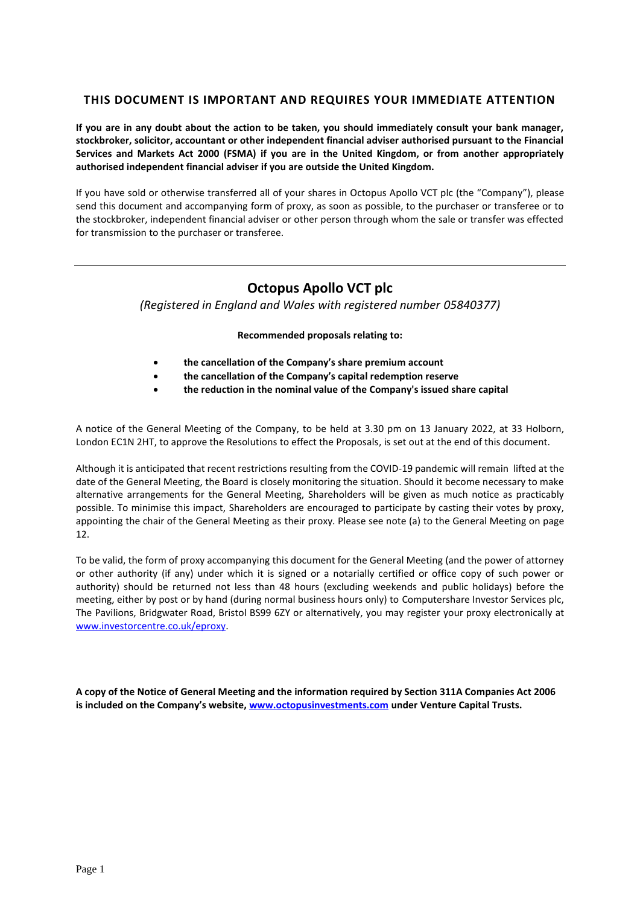## THIS DOCUMENT IS IMPORTANT AND REQUIRES YOUR IMMEDIATE ATTENTION

**If you are in any doubt about the action to be taken, you should immediately consult your bank manager, stockbroker, solicitor, accountant or other independent financial adviser authorised pursuant to the Financial Services and Markets Act 2000 (FSMA) if you are in the United Kingdom, or from another appropriately authorised independent financial adviser if you are outside the United Kingdom.**

If you have sold or otherwise transferred all of your shares in Octopus Apollo VCT plc (the "Company"), please send this document and accompanying form of proxy, as soon as possible, to the purchaser or transferee or to the stockbroker, independent financial adviser or other person through whom the sale or transfer was effected for transmission to the purchaser or transferee.

---

# Octopus Apollo VCT plc

*(Registered in England and Wales with registered number 05840377)*

**Recommended proposals relating to:**

- **the cancellation of the Company's share premium account**
- **the cancellation of the Company's capital redemption reserve**
- **the reduction in the nominal value of the Company's issued share capital**

A notice of the General Meeting of the Company, to be held at 3.30 pm on 13 January 2022, at 33 Holborn, London EC1N 2HT, to approve the Resolutions to effect the Proposals, is set out at the end of this document.

Although it is anticipated that recent restrictions resulting from the COVID-19 pandemic will remain lifted at the date of the General Meeting, the Board is closely monitoring the situation. Should it become necessary to make alternative arrangements for the General Meeting, Shareholders will be given as much notice as practicably possible. To minimise this impact, Shareholders are encouraged to participate by casting their votes by proxy, appointing the chair of the General Meeting as their proxy. Please see note (a) to the General Meeting on page 12.

To be valid, the form of proxy accompanying this document for the General Meeting (and the power of attorney or other authority (if any) under which it is signed or a notarially certified or office copy of such power or authority) should be returned not less than 48 hours (excluding weekends and public holidays) before the meeting, either by post or by hand (during normal business hours only) to Computershare Investor Services plc, The Pavilions, Bridgwater Road, Bristol BS99 6ZY or alternatively, you may register your proxy electronically at www.investorcentre.co.uk/eproxy.

**A copy of the Notice of General Meeting and the information required by Section 311A Companies Act 2006 is included on the Company's website, www.octopusinvestments.com under Venture Capital Trusts.**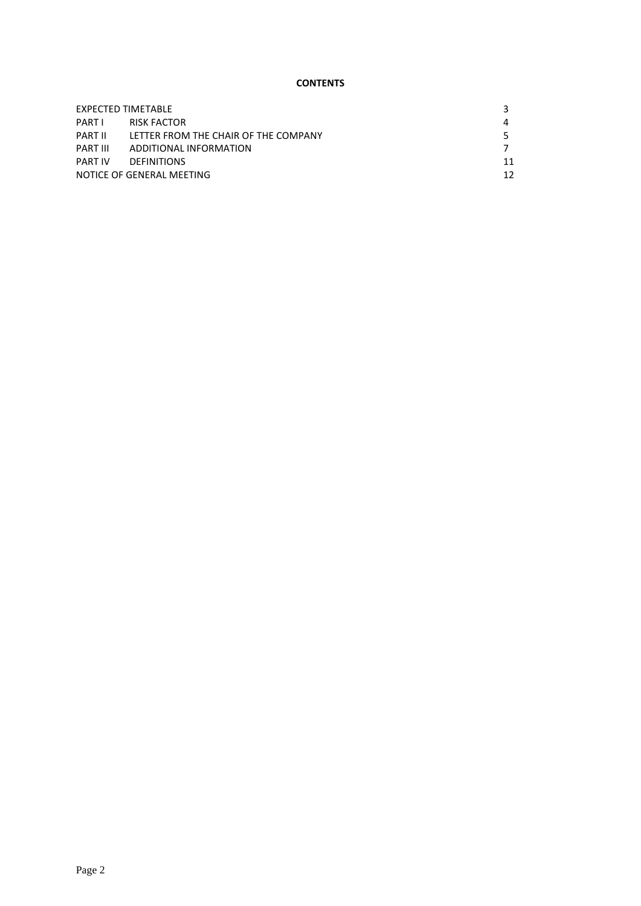**CONTENTS**

| | | |
|---|---|---|
| EXPECTED TIMETABLE | | 3 |
| PART I | RISK FACTOR | 4 |
| PART II | LETTER FROM THE CHAIR OF THE COMPANY | 5 |
| PART III | ADDITIONAL INFORMATION | 7 |
| PART IV | DEFINITIONS | 11 |
| NOTICE OF GENERAL MEETING | | 12 |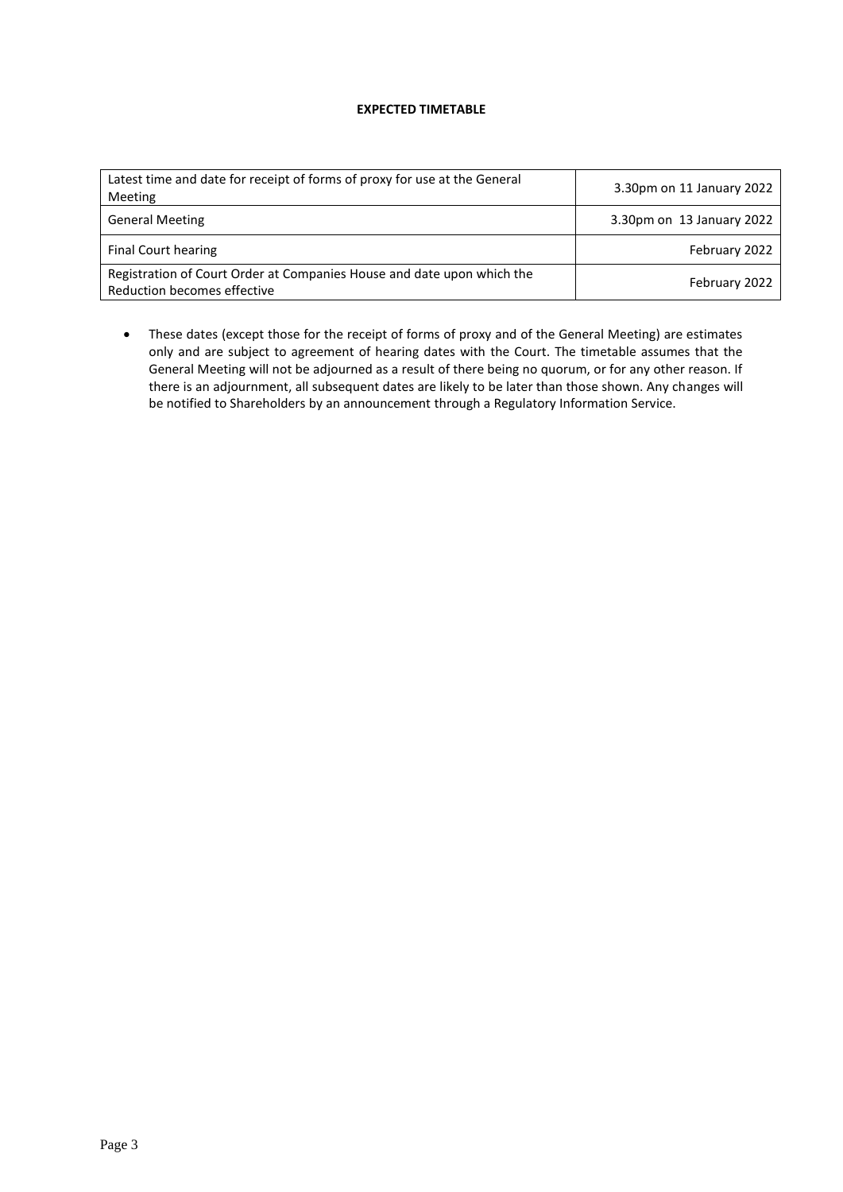**EXPECTED TIMETABLE**

| | |
|---|---|
| Latest time and date for receipt of forms of proxy for use at the General Meeting | 3.30pm on 11 January 2022 |
| General Meeting | 3.30pm on 13 January 2022 |
| Final Court hearing | February 2022 |
| Registration of Court Order at Companies House and date upon which the Reduction becomes effective | February 2022 |

- These dates (except those for the receipt of forms of proxy and of the General Meeting) are estimates only and are subject to agreement of hearing dates with the Court. The timetable assumes that the General Meeting will not be adjourned as a result of there being no quorum, or for any other reason. If there is an adjournment, all subsequent dates are likely to be later than those shown. Any changes will be notified to Shareholders by an announcement through a Regulatory Information Service.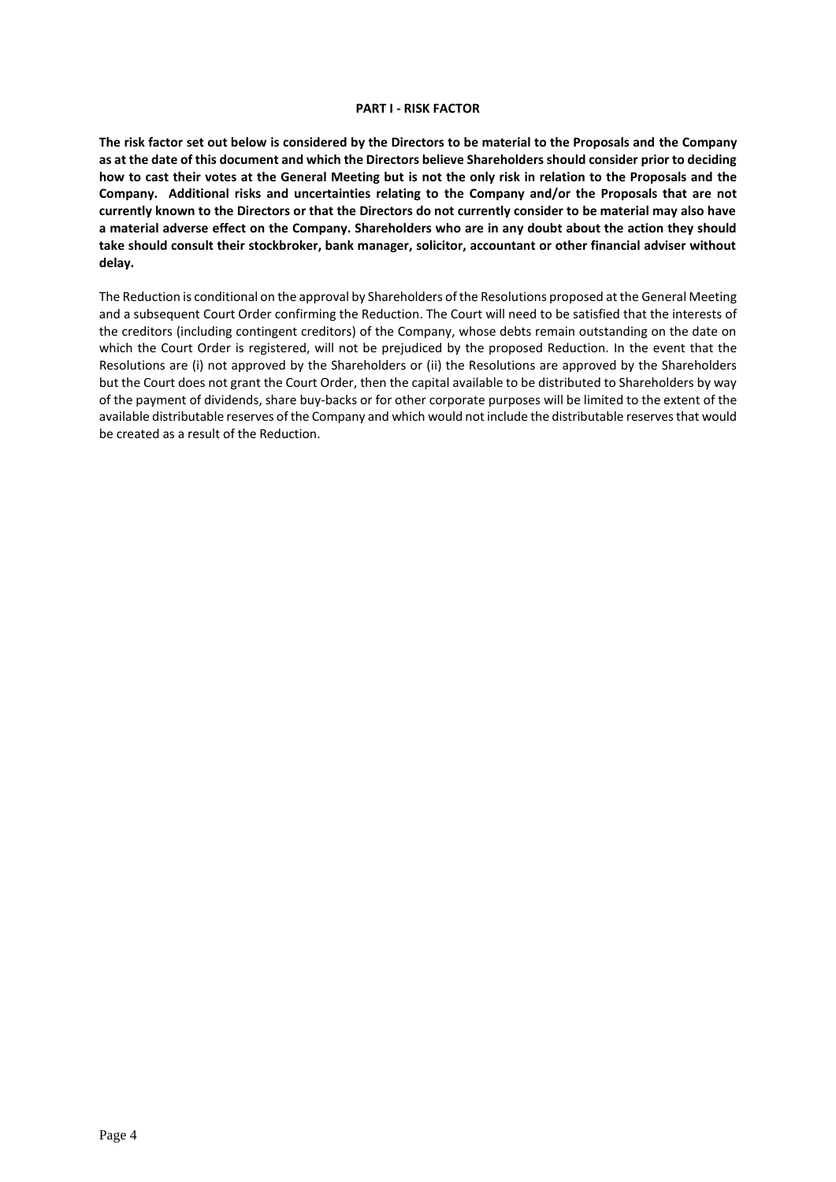## PART I - RISK FACTOR

**The risk factor set out below is considered by the Directors to be material to the Proposals and the Company as at the date of this document and which the Directors believe Shareholders should consider prior to deciding how to cast their votes at the General Meeting but is not the only risk in relation to the Proposals and the Company. Additional risks and uncertainties relating to the Company and/or the Proposals that are not currently known to the Directors or that the Directors do not currently consider to be material may also have a material adverse effect on the Company. Shareholders who are in any doubt about the action they should take should consult their stockbroker, bank manager, solicitor, accountant or other financial adviser without delay.**

The Reduction is conditional on the approval by Shareholders of the Resolutions proposed at the General Meeting and a subsequent Court Order confirming the Reduction. The Court will need to be satisfied that the interests of the creditors (including contingent creditors) of the Company, whose debts remain outstanding on the date on which the Court Order is registered, will not be prejudiced by the proposed Reduction. In the event that the Resolutions are (i) not approved by the Shareholders or (ii) the Resolutions are approved by the Shareholders but the Court does not grant the Court Order, then the capital available to be distributed to Shareholders by way of the payment of dividends, share buy-backs or for other corporate purposes will be limited to the extent of the available distributable reserves of the Company and which would not include the distributable reserves that would be created as a result of the Reduction.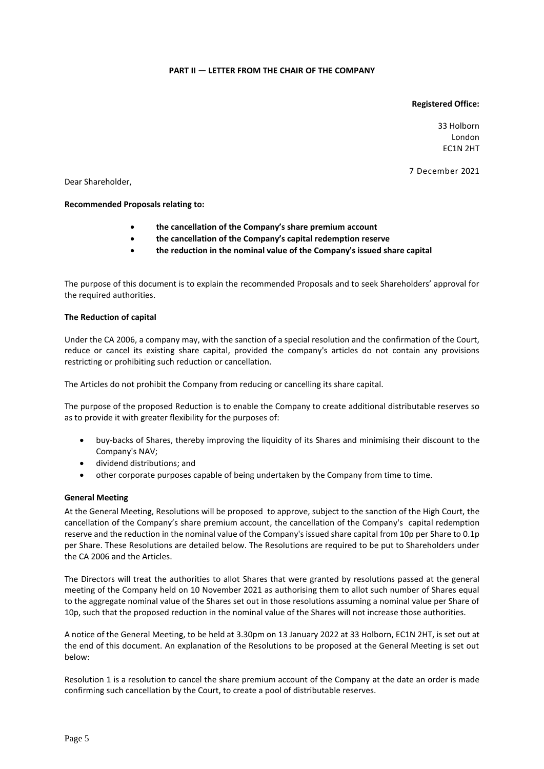**PART II — LETTER FROM THE CHAIR OF THE COMPANY**

**Registered Office:**

33 Holborn
London
EC1N 2HT

7 December 2021

Dear Shareholder,

**Recommended Proposals relating to:**

- **the cancellation of the Company's share premium account**
- **the cancellation of the Company's capital redemption reserve**
- **the reduction in the nominal value of the Company's issued share capital**

The purpose of this document is to explain the recommended Proposals and to seek Shareholders' approval for the required authorities.

**The Reduction of capital**

Under the CA 2006, a company may, with the sanction of a special resolution and the confirmation of the Court, reduce or cancel its existing share capital, provided the company's articles do not contain any provisions restricting or prohibiting such reduction or cancellation.

The Articles do not prohibit the Company from reducing or cancelling its share capital.

The purpose of the proposed Reduction is to enable the Company to create additional distributable reserves so as to provide it with greater flexibility for the purposes of:

- buy-backs of Shares, thereby improving the liquidity of its Shares and minimising their discount to the Company's NAV;
- dividend distributions; and
- other corporate purposes capable of being undertaken by the Company from time to time.

**General Meeting**

At the General Meeting, Resolutions will be proposed to approve, subject to the sanction of the High Court, the cancellation of the Company's share premium account, the cancellation of the Company's capital redemption reserve and the reduction in the nominal value of the Company's issued share capital from 10p per Share to 0.1p per Share. These Resolutions are detailed below. The Resolutions are required to be put to Shareholders under the CA 2006 and the Articles.

The Directors will treat the authorities to allot Shares that were granted by resolutions passed at the general meeting of the Company held on 10 November 2021 as authorising them to allot such number of Shares equal to the aggregate nominal value of the Shares set out in those resolutions assuming a nominal value per Share of 10p, such that the proposed reduction in the nominal value of the Shares will not increase those authorities.

A notice of the General Meeting, to be held at 3.30pm on 13 January 2022 at 33 Holborn, EC1N 2HT, is set out at the end of this document. An explanation of the Resolutions to be proposed at the General Meeting is set out below:

Resolution 1 is a resolution to cancel the share premium account of the Company at the date an order is made confirming such cancellation by the Court, to create a pool of distributable reserves.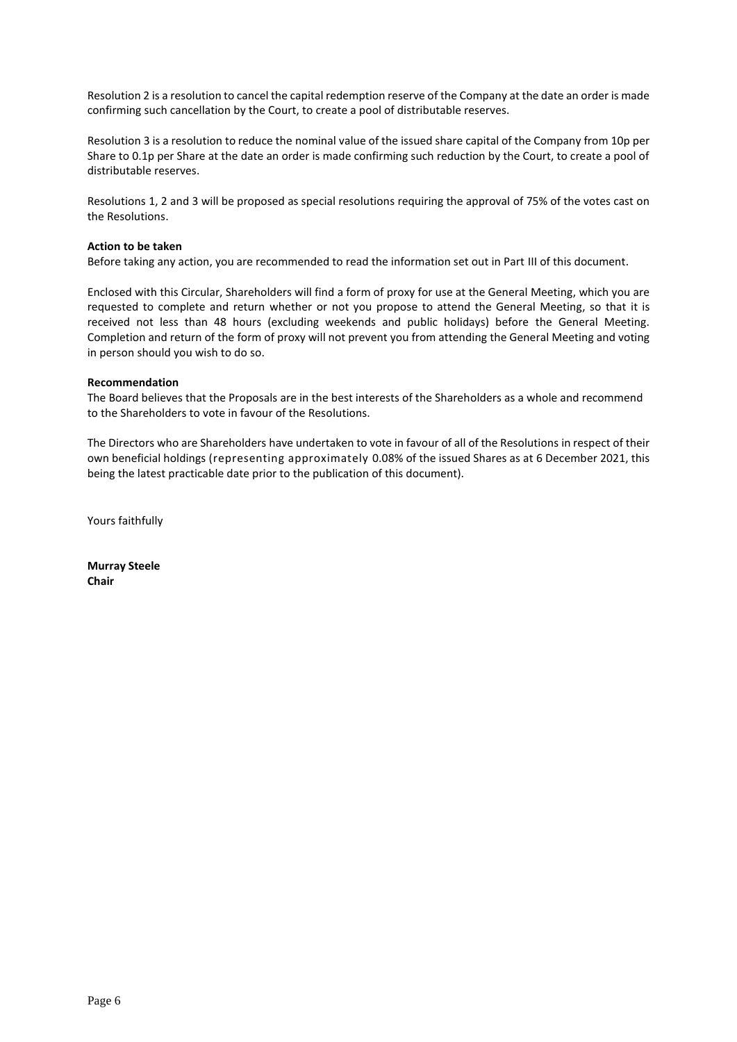Resolution 2 is a resolution to cancel the capital redemption reserve of the Company at the date an order is made confirming such cancellation by the Court, to create a pool of distributable reserves.

Resolution 3 is a resolution to reduce the nominal value of the issued share capital of the Company from 10p per Share to 0.1p per Share at the date an order is made confirming such reduction by the Court, to create a pool of distributable reserves.

Resolutions 1, 2 and 3 will be proposed as special resolutions requiring the approval of 75% of the votes cast on the Resolutions.

**Action to be taken**

Before taking any action, you are recommended to read the information set out in Part III of this document.

Enclosed with this Circular, Shareholders will find a form of proxy for use at the General Meeting, which you are requested to complete and return whether or not you propose to attend the General Meeting, so that it is received not less than 48 hours (excluding weekends and public holidays) before the General Meeting. Completion and return of the form of proxy will not prevent you from attending the General Meeting and voting in person should you wish to do so.

**Recommendation**

The Board believes that the Proposals are in the best interests of the Shareholders as a whole and recommend to the Shareholders to vote in favour of the Resolutions.

The Directors who are Shareholders have undertaken to vote in favour of all of the Resolutions in respect of their own beneficial holdings (representing approximately 0.08% of the issued Shares as at 6 December 2021, this being the latest practicable date prior to the publication of this document).

Yours faithfully

**Murray Steele**
**Chair**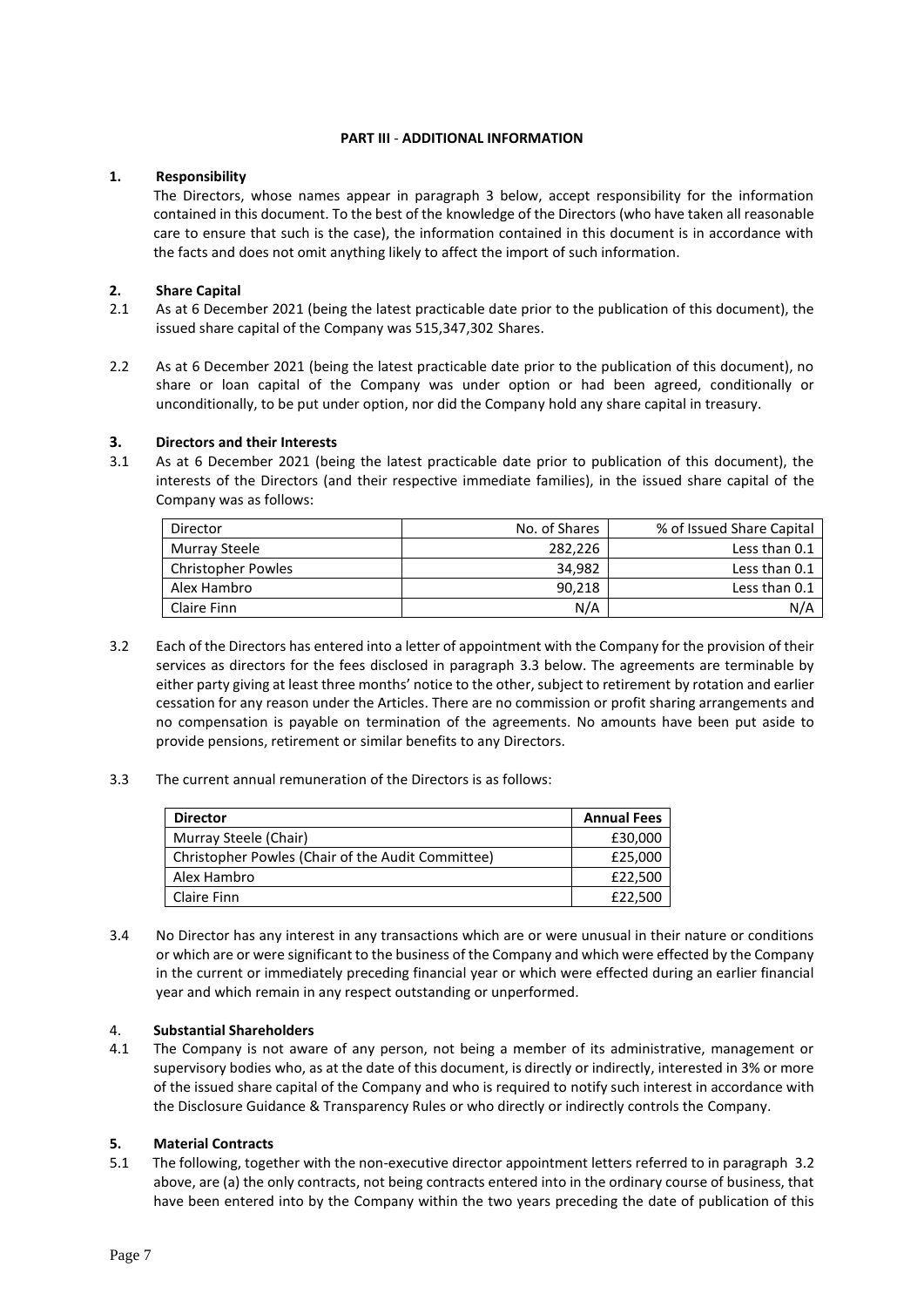## PART III - ADDITIONAL INFORMATION

### 1. Responsibility

The Directors, whose names appear in paragraph 3 below, accept responsibility for the information contained in this document. To the best of the knowledge of the Directors (who have taken all reasonable care to ensure that such is the case), the information contained in this document is in accordance with the facts and does not omit anything likely to affect the import of such information.

### 2. Share Capital

2.1 As at 6 December 2021 (being the latest practicable date prior to the publication of this document), the issued share capital of the Company was 515,347,302 Shares.

2.2 As at 6 December 2021 (being the latest practicable date prior to the publication of this document), no share or loan capital of the Company was under option or had been agreed, conditionally or unconditionally, to be put under option, nor did the Company hold any share capital in treasury.

### 3. Directors and their Interests

3.1 As at 6 December 2021 (being the latest practicable date prior to publication of this document), the interests of the Directors (and their respective immediate families), in the issued share capital of the Company was as follows:

| Director | No. of Shares | % of Issued Share Capital |
|---|---|---|
| Murray Steele | 282,226 | Less than 0.1 |
| Christopher Powles | 34,982 | Less than 0.1 |
| Alex Hambro | 90,218 | Less than 0.1 |
| Claire Finn | N/A | N/A |

3.2 Each of the Directors has entered into a letter of appointment with the Company for the provision of their services as directors for the fees disclosed in paragraph 3.3 below. The agreements are terminable by either party giving at least three months' notice to the other, subject to retirement by rotation and earlier cessation for any reason under the Articles. There are no commission or profit sharing arrangements and no compensation is payable on termination of the agreements. No amounts have been put aside to provide pensions, retirement or similar benefits to any Directors.

3.3 The current annual remuneration of the Directors is as follows:

| **Director** | **Annual Fees** |
|---|---|
| Murray Steele (Chair) | £30,000 |
| Christopher Powles (Chair of the Audit Committee) | £25,000 |
| Alex Hambro | £22,500 |
| Claire Finn | £22,500 |

3.4 No Director has any interest in any transactions which are or were unusual in their nature or conditions or which are or were significant to the business of the Company and which were effected by the Company in the current or immediately preceding financial year or which were effected during an earlier financial year and which remain in any respect outstanding or unperformed.

### 4. Substantial Shareholders

4.1 The Company is not aware of any person, not being a member of its administrative, management or supervisory bodies who, as at the date of this document, is directly or indirectly, interested in 3% or more of the issued share capital of the Company and who is required to notify such interest in accordance with the Disclosure Guidance & Transparency Rules or who directly or indirectly controls the Company.

### 5. Material Contracts

5.1 The following, together with the non-executive director appointment letters referred to in paragraph 3.2 above, are (a) the only contracts, not being contracts entered into in the ordinary course of business, that have been entered into by the Company within the two years preceding the date of publication of this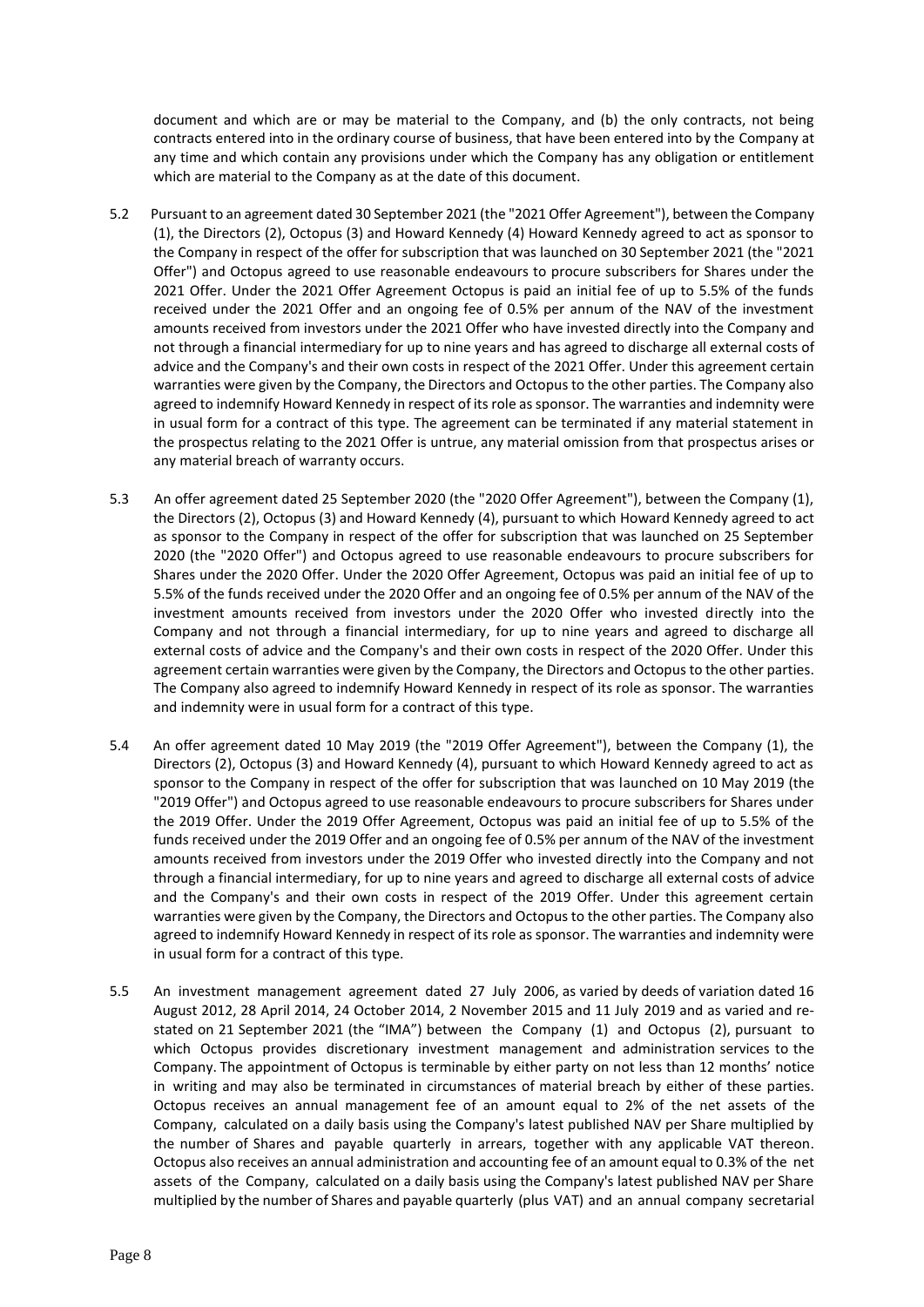document and which are or may be material to the Company, and (b) the only contracts, not being contracts entered into in the ordinary course of business, that have been entered into by the Company at any time and which contain any provisions under which the Company has any obligation or entitlement which are material to the Company as at the date of this document.

5.2 Pursuant to an agreement dated 30 September 2021 (the "2021 Offer Agreement"), between the Company (1), the Directors (2), Octopus (3) and Howard Kennedy (4) Howard Kennedy agreed to act as sponsor to the Company in respect of the offer for subscription that was launched on 30 September 2021 (the "2021 Offer") and Octopus agreed to use reasonable endeavours to procure subscribers for Shares under the 2021 Offer. Under the 2021 Offer Agreement Octopus is paid an initial fee of up to 5.5% of the funds received under the 2021 Offer and an ongoing fee of 0.5% per annum of the NAV of the investment amounts received from investors under the 2021 Offer who have invested directly into the Company and not through a financial intermediary for up to nine years and has agreed to discharge all external costs of advice and the Company's and their own costs in respect of the 2021 Offer. Under this agreement certain warranties were given by the Company, the Directors and Octopus to the other parties. The Company also agreed to indemnify Howard Kennedy in respect of its role as sponsor. The warranties and indemnity were in usual form for a contract of this type. The agreement can be terminated if any material statement in the prospectus relating to the 2021 Offer is untrue, any material omission from that prospectus arises or any material breach of warranty occurs.

5.3 An offer agreement dated 25 September 2020 (the "2020 Offer Agreement"), between the Company (1), the Directors (2), Octopus (3) and Howard Kennedy (4), pursuant to which Howard Kennedy agreed to act as sponsor to the Company in respect of the offer for subscription that was launched on 25 September 2020 (the "2020 Offer") and Octopus agreed to use reasonable endeavours to procure subscribers for Shares under the 2020 Offer. Under the 2020 Offer Agreement, Octopus was paid an initial fee of up to 5.5% of the funds received under the 2020 Offer and an ongoing fee of 0.5% per annum of the NAV of the investment amounts received from investors under the 2020 Offer who invested directly into the Company and not through a financial intermediary, for up to nine years and agreed to discharge all external costs of advice and the Company's and their own costs in respect of the 2020 Offer. Under this agreement certain warranties were given by the Company, the Directors and Octopus to the other parties. The Company also agreed to indemnify Howard Kennedy in respect of its role as sponsor. The warranties and indemnity were in usual form for a contract of this type.

5.4 An offer agreement dated 10 May 2019 (the "2019 Offer Agreement"), between the Company (1), the Directors (2), Octopus (3) and Howard Kennedy (4), pursuant to which Howard Kennedy agreed to act as sponsor to the Company in respect of the offer for subscription that was launched on 10 May 2019 (the "2019 Offer") and Octopus agreed to use reasonable endeavours to procure subscribers for Shares under the 2019 Offer. Under the 2019 Offer Agreement, Octopus was paid an initial fee of up to 5.5% of the funds received under the 2019 Offer and an ongoing fee of 0.5% per annum of the NAV of the investment amounts received from investors under the 2019 Offer who invested directly into the Company and not through a financial intermediary, for up to nine years and agreed to discharge all external costs of advice and the Company's and their own costs in respect of the 2019 Offer. Under this agreement certain warranties were given by the Company, the Directors and Octopus to the other parties. The Company also agreed to indemnify Howard Kennedy in respect of its role as sponsor. The warranties and indemnity were in usual form for a contract of this type.

5.5 An investment management agreement dated 27 July 2006, as varied by deeds of variation dated 16 August 2012, 28 April 2014, 24 October 2014, 2 November 2015 and 11 July 2019 and as varied and re-stated on 21 September 2021 (the "IMA") between the Company (1) and Octopus (2), pursuant to which Octopus provides discretionary investment management and administration services to the Company. The appointment of Octopus is terminable by either party on not less than 12 months' notice in writing and may also be terminated in circumstances of material breach by either of these parties. Octopus receives an annual management fee of an amount equal to 2% of the net assets of the Company, calculated on a daily basis using the Company's latest published NAV per Share multiplied by the number of Shares and payable quarterly in arrears, together with any applicable VAT thereon. Octopus also receives an annual administration and accounting fee of an amount equal to 0.3% of the net assets of the Company, calculated on a daily basis using the Company's latest published NAV per Share multiplied by the number of Shares and payable quarterly (plus VAT) and an annual company secretarial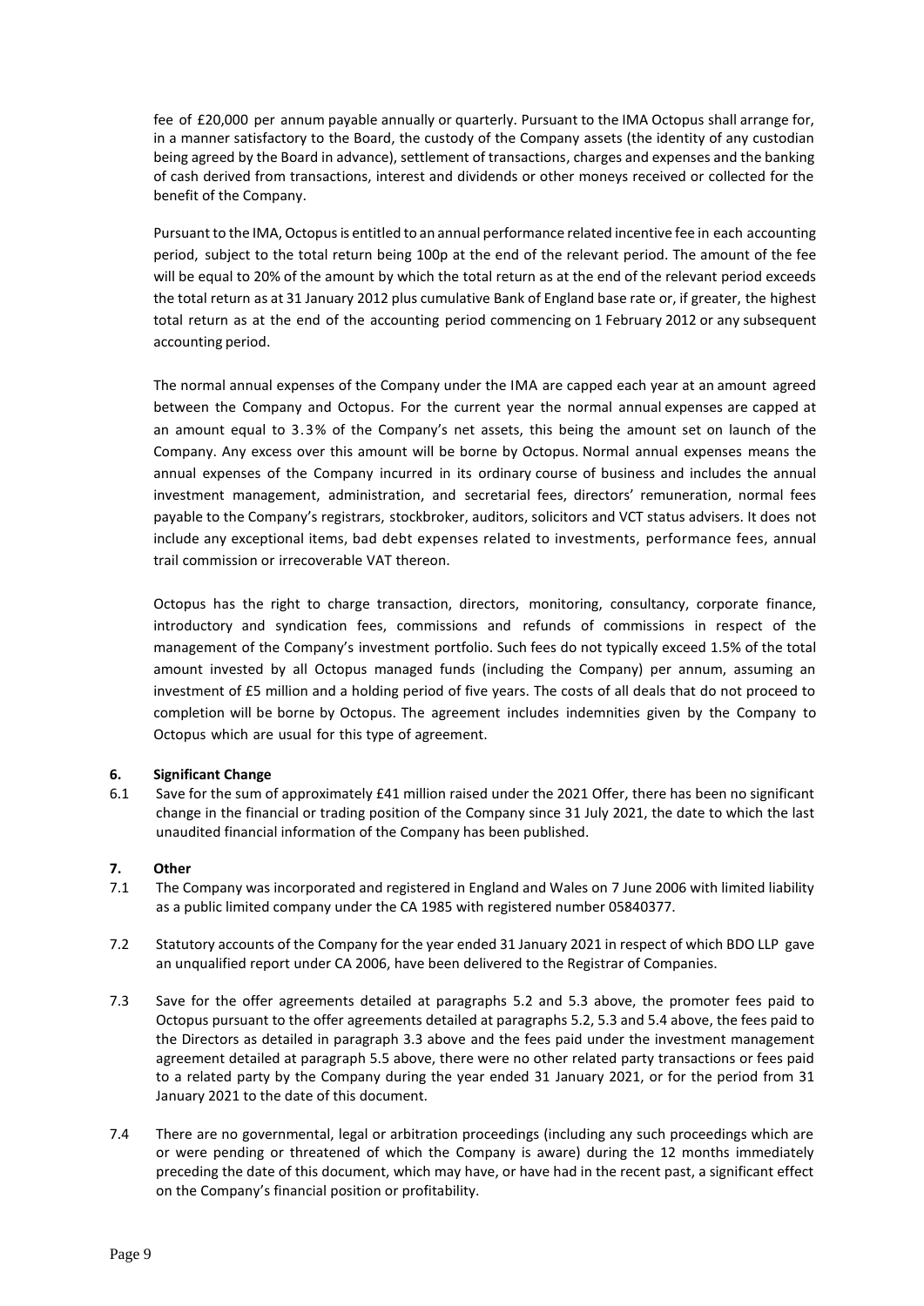fee of £20,000 per annum payable annually or quarterly. Pursuant to the IMA Octopus shall arrange for, in a manner satisfactory to the Board, the custody of the Company assets (the identity of any custodian being agreed by the Board in advance), settlement of transactions, charges and expenses and the banking of cash derived from transactions, interest and dividends or other moneys received or collected for the benefit of the Company.

Pursuant to the IMA, Octopus is entitled to an annual performance related incentive fee in each accounting period, subject to the total return being 100p at the end of the relevant period. The amount of the fee will be equal to 20% of the amount by which the total return as at the end of the relevant period exceeds the total return as at 31 January 2012 plus cumulative Bank of England base rate or, if greater, the highest total return as at the end of the accounting period commencing on 1 February 2012 or any subsequent accounting period.

The normal annual expenses of the Company under the IMA are capped each year at an amount agreed between the Company and Octopus. For the current year the normal annual expenses are capped at an amount equal to 3.3% of the Company's net assets, this being the amount set on launch of the Company. Any excess over this amount will be borne by Octopus. Normal annual expenses means the annual expenses of the Company incurred in its ordinary course of business and includes the annual investment management, administration, and secretarial fees, directors' remuneration, normal fees payable to the Company's registrars, stockbroker, auditors, solicitors and VCT status advisers. It does not include any exceptional items, bad debt expenses related to investments, performance fees, annual trail commission or irrecoverable VAT thereon.

Octopus has the right to charge transaction, directors, monitoring, consultancy, corporate finance, introductory and syndication fees, commissions and refunds of commissions in respect of the management of the Company's investment portfolio. Such fees do not typically exceed 1.5% of the total amount invested by all Octopus managed funds (including the Company) per annum, assuming an investment of £5 million and a holding period of five years. The costs of all deals that do not proceed to completion will be borne by Octopus. The agreement includes indemnities given by the Company to Octopus which are usual for this type of agreement.

## 6. Significant Change

6.1 Save for the sum of approximately £41 million raised under the 2021 Offer, there has been no significant change in the financial or trading position of the Company since 31 July 2021, the date to which the last unaudited financial information of the Company has been published.

## 7. Other

7.1 The Company was incorporated and registered in England and Wales on 7 June 2006 with limited liability as a public limited company under the CA 1985 with registered number 05840377.

7.2 Statutory accounts of the Company for the year ended 31 January 2021 in respect of which BDO LLP gave an unqualified report under CA 2006, have been delivered to the Registrar of Companies.

7.3 Save for the offer agreements detailed at paragraphs 5.2 and 5.3 above, the promoter fees paid to Octopus pursuant to the offer agreements detailed at paragraphs 5.2, 5.3 and 5.4 above, the fees paid to the Directors as detailed in paragraph 3.3 above and the fees paid under the investment management agreement detailed at paragraph 5.5 above, there were no other related party transactions or fees paid to a related party by the Company during the year ended 31 January 2021, or for the period from 31 January 2021 to the date of this document.

7.4 There are no governmental, legal or arbitration proceedings (including any such proceedings which are or were pending or threatened of which the Company is aware) during the 12 months immediately preceding the date of this document, which may have, or have had in the recent past, a significant effect on the Company's financial position or profitability.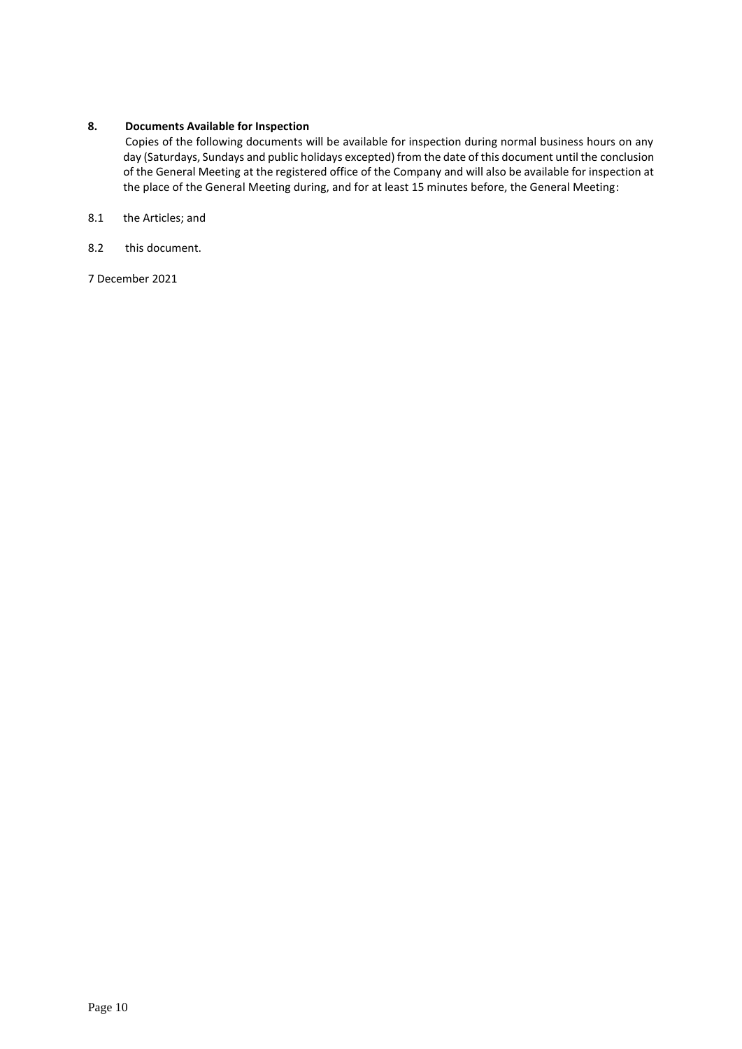## 8. Documents Available for Inspection

Copies of the following documents will be available for inspection during normal business hours on any day (Saturdays, Sundays and public holidays excepted) from the date of this document until the conclusion of the General Meeting at the registered office of the Company and will also be available for inspection at the place of the General Meeting during, and for at least 15 minutes before, the General Meeting:

8.1 the Articles; and

8.2 this document.

7 December 2021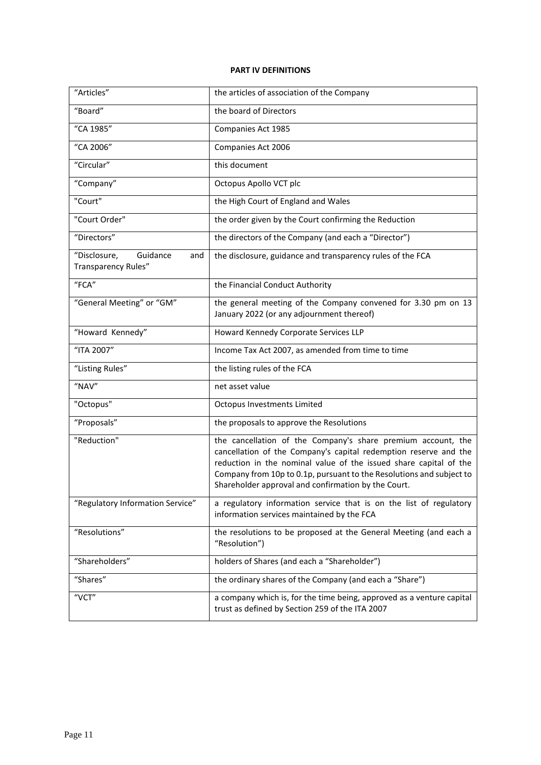**PART IV DEFINITIONS**

| | |
|---|---|
| "Articles" | the articles of association of the Company |
| "Board" | the board of Directors |
| "CA 1985" | Companies Act 1985 |
| "CA 2006" | Companies Act 2006 |
| "Circular" | this document |
| "Company" | Octopus Apollo VCT plc |
| "Court" | the High Court of England and Wales |
| "Court Order" | the order given by the Court confirming the Reduction |
| "Directors" | the directors of the Company (and each a "Director") |
| "Disclosure, Guidance and Transparency Rules" | the disclosure, guidance and transparency rules of the FCA |
| "FCA" | the Financial Conduct Authority |
| "General Meeting" or "GM" | the general meeting of the Company convened for 3.30 pm on 13 January 2022 (or any adjournment thereof) |
| "Howard Kennedy" | Howard Kennedy Corporate Services LLP |
| "ITA 2007" | Income Tax Act 2007, as amended from time to time |
| "Listing Rules" | the listing rules of the FCA |
| "NAV" | net asset value |
| "Octopus" | Octopus Investments Limited |
| "Proposals" | the proposals to approve the Resolutions |
| "Reduction" | the cancellation of the Company's share premium account, the cancellation of the Company's capital redemption reserve and the reduction in the nominal value of the issued share capital of the Company from 10p to 0.1p, pursuant to the Resolutions and subject to Shareholder approval and confirmation by the Court. |
| "Regulatory Information Service" | a regulatory information service that is on the list of regulatory information services maintained by the FCA |
| "Resolutions" | the resolutions to be proposed at the General Meeting (and each a "Resolution") |
| "Shareholders" | holders of Shares (and each a "Shareholder") |
| "Shares" | the ordinary shares of the Company (and each a "Share") |
| "VCT" | a company which is, for the time being, approved as a venture capital trust as defined by Section 259 of the ITA 2007 |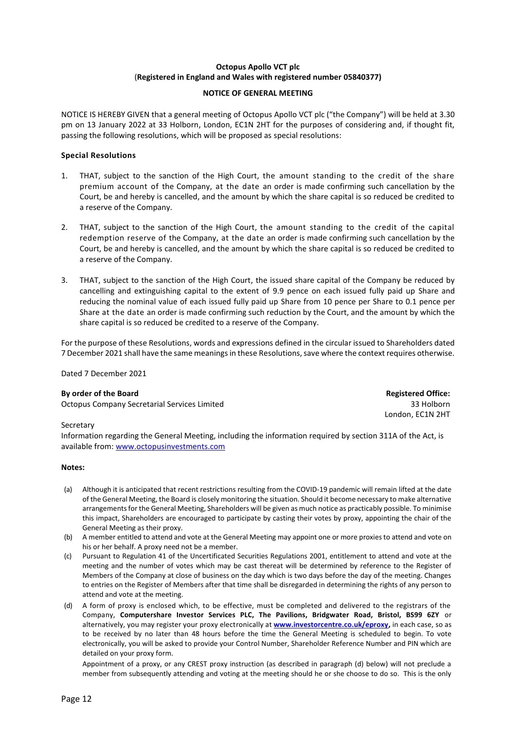**Octopus Apollo VCT plc**
**(Registered in England and Wales with registered number 05840377)**

**NOTICE OF GENERAL MEETING**

NOTICE IS HEREBY GIVEN that a general meeting of Octopus Apollo VCT plc ("the Company") will be held at 3.30 pm on 13 January 2022 at 33 Holborn, London, EC1N 2HT for the purposes of considering and, if thought fit, passing the following resolutions, which will be proposed as special resolutions:

### Special Resolutions

1. THAT, subject to the sanction of the High Court, the amount standing to the credit of the share premium account of the Company, at the date an order is made confirming such cancellation by the Court, be and hereby is cancelled, and the amount by which the share capital is so reduced be credited to a reserve of the Company.

2. THAT, subject to the sanction of the High Court, the amount standing to the credit of the capital redemption reserve of the Company, at the date an order is made confirming such cancellation by the Court, be and hereby is cancelled, and the amount by which the share capital is so reduced be credited to a reserve of the Company.

3. THAT, subject to the sanction of the High Court, the issued share capital of the Company be reduced by cancelling and extinguishing capital to the extent of 9.9 pence on each issued fully paid up Share and reducing the nominal value of each issued fully paid up Share from 10 pence per Share to 0.1 pence per Share at the date an order is made confirming such reduction by the Court, and the amount by which the share capital is so reduced be credited to a reserve of the Company.

For the purpose of these Resolutions, words and expressions defined in the circular issued to Shareholders dated 7 December 2021 shall have the same meanings in these Resolutions, save where the context requires otherwise.

Dated 7 December 2021

**By order of the Board**
Octopus Company Secretarial Services Limited
Secretary

**Registered Office:**
33 Holborn
London, EC1N 2HT

Information regarding the General Meeting, including the information required by section 311A of the Act, is available from: www.octopusinvestments.com

**Notes:**

(a) Although it is anticipated that recent restrictions resulting from the COVID-19 pandemic will remain lifted at the date of the General Meeting, the Board is closely monitoring the situation. Should it become necessary to make alternative arrangements for the General Meeting, Shareholders will be given as much notice as practicably possible. To minimise this impact, Shareholders are encouraged to participate by casting their votes by proxy, appointing the chair of the General Meeting as their proxy.

(b) A member entitled to attend and vote at the General Meeting may appoint one or more proxies to attend and vote on his or her behalf. A proxy need not be a member.

(c) Pursuant to Regulation 41 of the Uncertificated Securities Regulations 2001, entitlement to attend and vote at the meeting and the number of votes which may be cast thereat will be determined by reference to the Register of Members of the Company at close of business on the day which is two days before the day of the meeting. Changes to entries on the Register of Members after that time shall be disregarded in determining the rights of any person to attend and vote at the meeting.

(d) A form of proxy is enclosed which, to be effective, must be completed and delivered to the registrars of the Company, **Computershare Investor Services PLC, The Pavilions, Bridgwater Road, Bristol, BS99 6ZY** or alternatively, you may register your proxy electronically at **www.investorcentre.co.uk/eproxy,** in each case, so as to be received by no later than 48 hours before the time the General Meeting is scheduled to begin. To vote electronically, you will be asked to provide your Control Number, Shareholder Reference Number and PIN which are detailed on your proxy form.

    Appointment of a proxy, or any CREST proxy instruction (as described in paragraph (d) below) will not preclude a member from subsequently attending and voting at the meeting should he or she choose to do so. This is the only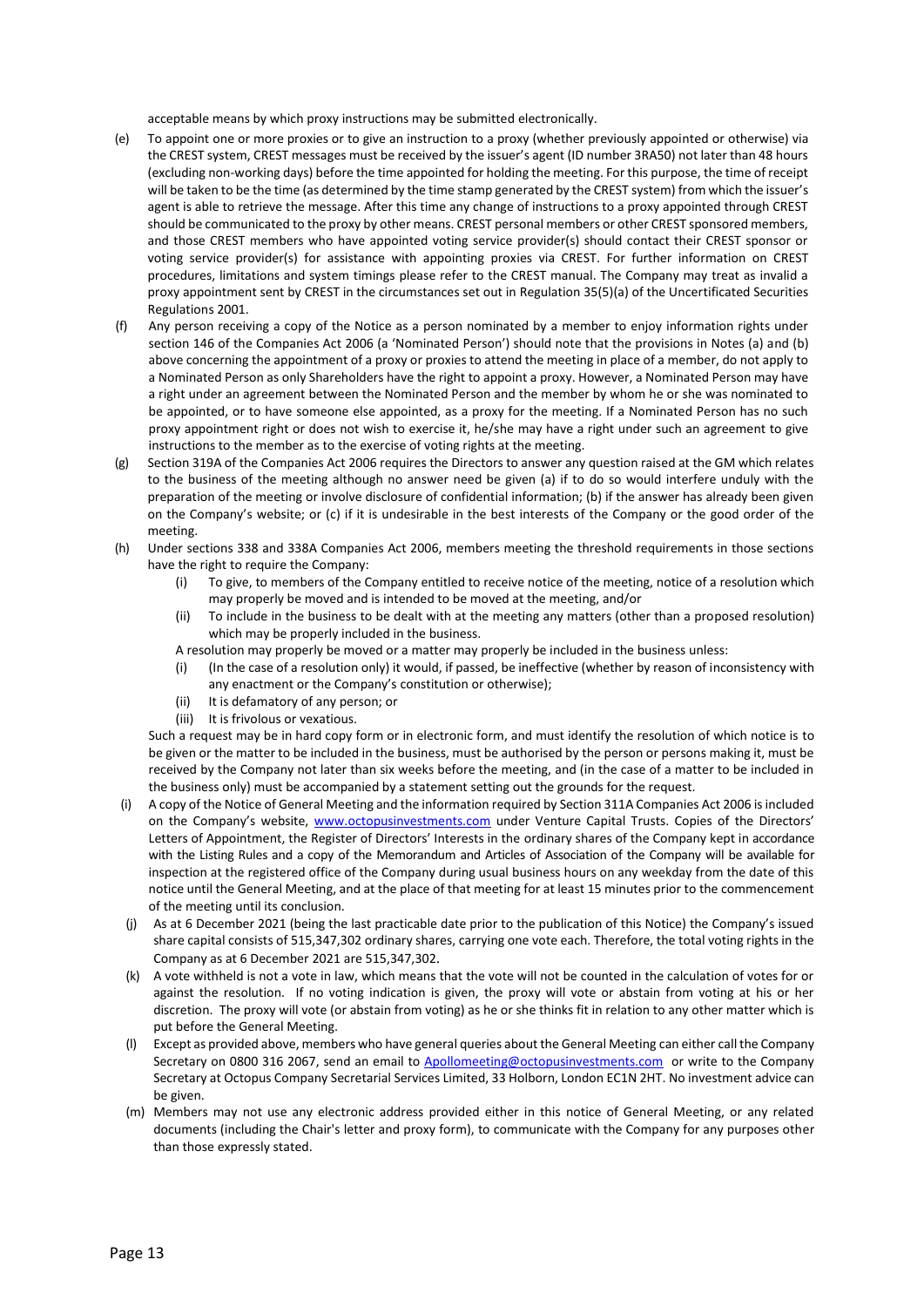acceptable means by which proxy instructions may be submitted electronically.

(e) To appoint one or more proxies or to give an instruction to a proxy (whether previously appointed or otherwise) via the CREST system, CREST messages must be received by the issuer's agent (ID number 3RA50) not later than 48 hours (excluding non-working days) before the time appointed for holding the meeting. For this purpose, the time of receipt will be taken to be the time (as determined by the time stamp generated by the CREST system) from which the issuer's agent is able to retrieve the message. After this time any change of instructions to a proxy appointed through CREST should be communicated to the proxy by other means. CREST personal members or other CREST sponsored members, and those CREST members who have appointed voting service provider(s) should contact their CREST sponsor or voting service provider(s) for assistance with appointing proxies via CREST. For further information on CREST procedures, limitations and system timings please refer to the CREST manual. The Company may treat as invalid a proxy appointment sent by CREST in the circumstances set out in Regulation 35(5)(a) of the Uncertificated Securities Regulations 2001.

(f) Any person receiving a copy of the Notice as a person nominated by a member to enjoy information rights under section 146 of the Companies Act 2006 (a 'Nominated Person') should note that the provisions in Notes (a) and (b) above concerning the appointment of a proxy or proxies to attend the meeting in place of a member, do not apply to a Nominated Person as only Shareholders have the right to appoint a proxy. However, a Nominated Person may have a right under an agreement between the Nominated Person and the member by whom he or she was nominated to be appointed, or to have someone else appointed, as a proxy for the meeting. If a Nominated Person has no such proxy appointment right or does not wish to exercise it, he/she may have a right under such an agreement to give instructions to the member as to the exercise of voting rights at the meeting.

(g) Section 319A of the Companies Act 2006 requires the Directors to answer any question raised at the GM which relates to the business of the meeting although no answer need be given (a) if to do so would interfere unduly with the preparation of the meeting or involve disclosure of confidential information; (b) if the answer has already been given on the Company's website; or (c) if it is undesirable in the best interests of the Company or the good order of the meeting.

(h) Under sections 338 and 338A Companies Act 2006, members meeting the threshold requirements in those sections have the right to require the Company:

   (i) To give, to members of the Company entitled to receive notice of the meeting, notice of a resolution which may properly be moved and is intended to be moved at the meeting, and/or

   (ii) To include in the business to be dealt with at the meeting any matters (other than a proposed resolution) which may be properly included in the business.

   A resolution may properly be moved or a matter may properly be included in the business unless:

   (i) (In the case of a resolution only) it would, if passed, be ineffective (whether by reason of inconsistency with any enactment or the Company's constitution or otherwise);

   (ii) It is defamatory of any person; or

   (iii) It is frivolous or vexatious.

   Such a request may be in hard copy form or in electronic form, and must identify the resolution of which notice is to be given or the matter to be included in the business, must be authorised by the person or persons making it, must be received by the Company not later than six weeks before the meeting, and (in the case of a matter to be included in the business only) must be accompanied by a statement setting out the grounds for the request.

(i) A copy of the Notice of General Meeting and the information required by Section 311A Companies Act 2006 is included on the Company's website, [www.octopusinvestments.com](http://www.octopusinvestments.com) under Venture Capital Trusts. Copies of the Directors' Letters of Appointment, the Register of Directors' Interests in the ordinary shares of the Company kept in accordance with the Listing Rules and a copy of the Memorandum and Articles of Association of the Company will be available for inspection at the registered office of the Company during usual business hours on any weekday from the date of this notice until the General Meeting, and at the place of that meeting for at least 15 minutes prior to the commencement of the meeting until its conclusion.

(j) As at 6 December 2021 (being the last practicable date prior to the publication of this Notice) the Company's issued share capital consists of 515,347,302 ordinary shares, carrying one vote each. Therefore, the total voting rights in the Company as at 6 December 2021 are 515,347,302.

(k) A vote withheld is not a vote in law, which means that the vote will not be counted in the calculation of votes for or against the resolution. If no voting indication is given, the proxy will vote or abstain from voting at his or her discretion. The proxy will vote (or abstain from voting) as he or she thinks fit in relation to any other matter which is put before the General Meeting.

(l) Except as provided above, members who have general queries about the General Meeting can either call the Company Secretary on 0800 316 2067, send an email to [Apollomeeting@octopusinvestments.com](mailto:Apollomeeting@octopusinvestments.com) or write to the Company Secretary at Octopus Company Secretarial Services Limited, 33 Holborn, London EC1N 2HT. No investment advice can be given.

(m) Members may not use any electronic address provided either in this notice of General Meeting, or any related documents (including the Chair's letter and proxy form), to communicate with the Company for any purposes other than those expressly stated.